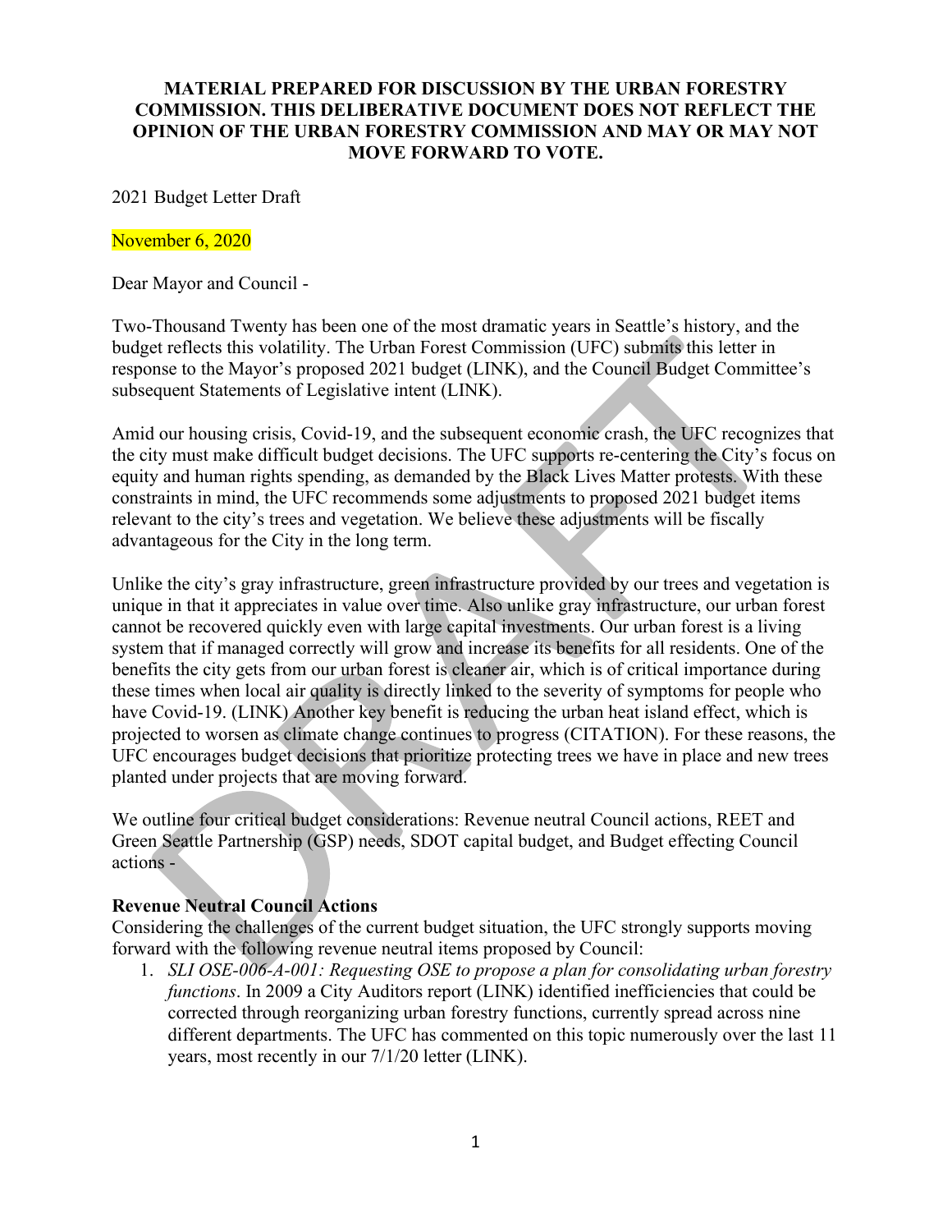**MATERIAL PREPARED FOR DISCUSSION BY THE URBAN FORESTRY COMMISSION. THIS DELIBERATIVE DOCUMENT DOES NOT REFLECT THE OPINION OF THE URBAN FORESTRY COMMISSION AND MAY OR MAY NOT MOVE FORWARD TO VOTE.**

2021 Budget Letter Draft

November 6, 2020

Dear Mayor and Council -

Two-Thousand Twenty has been one of the most dramatic years in Seattle's history, and the budget reflects this volatility. The Urban Forest Commission (UFC) submits this letter in response to the Mayor's proposed 2021 budget (LINK), and the Council Budget Committee's subsequent Statements of Legislative intent (LINK).

Amid our housing crisis, Covid-19, and the subsequent economic crash, the UFC recognizes that the city must make difficult budget decisions. The UFC supports re-centering the City's focus on equity and human rights spending, as demanded by the Black Lives Matter protests. With these constraints in mind, the UFC recommends some adjustments to proposed 2021 budget items relevant to the city's trees and vegetation. We believe these adjustments will be fiscally advantageous for the City in the long term.

Unlike the city's gray infrastructure, green infrastructure provided by our trees and vegetation is unique in that it appreciates in value over time. Also unlike gray infrastructure, our urban forest cannot be recovered quickly even with large capital investments. Our urban forest is a living system that if managed correctly will grow and increase its benefits for all residents. One of the benefits the city gets from our urban forest is cleaner air, which is of critical importance during these times when local air quality is directly linked to the severity of symptoms for people who have Covid-19. (LINK) Another key benefit is reducing the urban heat island effect, which is projected to worsen as climate change continues to progress (CITATION). For these reasons, the UFC encourages budget decisions that prioritize protecting trees we have in place and new trees planted under projects that are moving forward.

We outline four critical budget considerations: Revenue neutral Council actions, REET and Green Seattle Partnership (GSP) needs, SDOT capital budget, and Budget effecting Council actions -

**Revenue Neutral Council Actions**

Considering the challenges of the current budget situation, the UFC strongly supports moving forward with the following revenue neutral items proposed by Council:

1. *SLI OSE-006-A-001: Requesting OSE to propose a plan for consolidating urban forestry functions*. In 2009 a City Auditors report (LINK) identified inefficiencies that could be corrected through reorganizing urban forestry functions, currently spread across nine different departments. The UFC has commented on this topic numerously over the last 11 years, most recently in our 7/1/20 letter (LINK).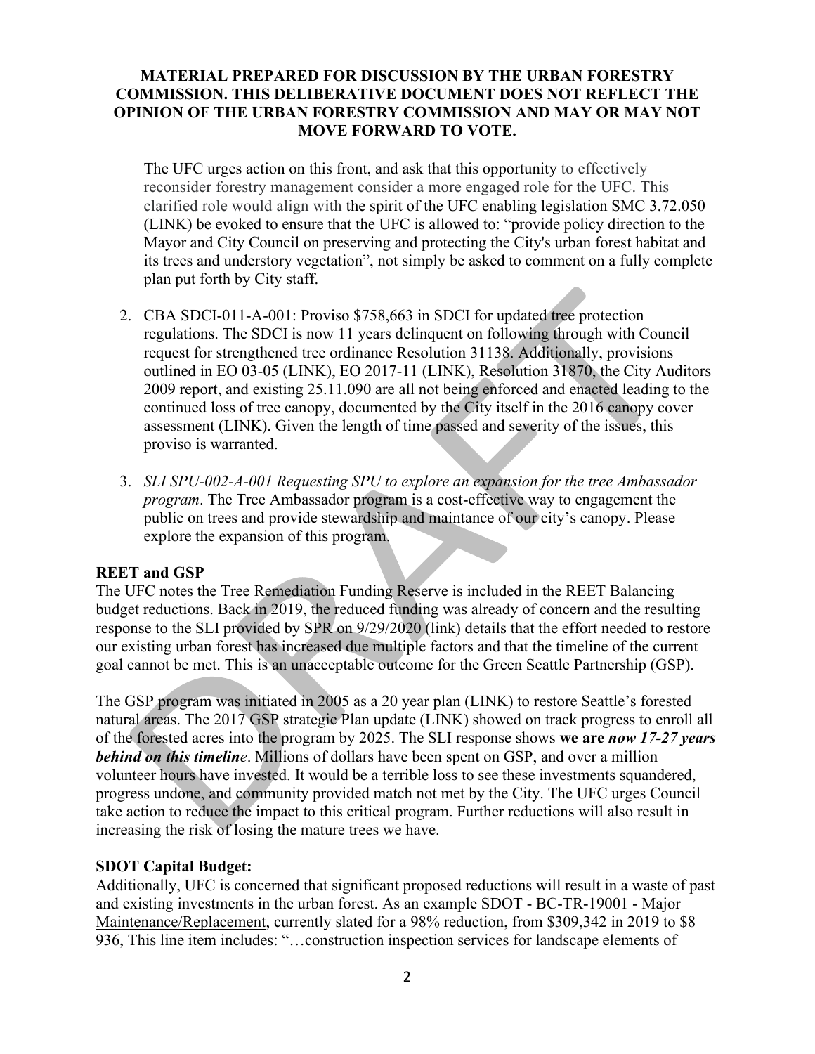**MATERIAL PREPARED FOR DISCUSSION BY THE URBAN FORESTRY COMMISSION. THIS DELIBERATIVE DOCUMENT DOES NOT REFLECT THE OPINION OF THE URBAN FORESTRY COMMISSION AND MAY OR MAY NOT MOVE FORWARD TO VOTE.**

The UFC urges action on this front, and ask that this opportunity to effectively reconsider forestry management consider a more engaged role for the UFC. This clarified role would align with the spirit of the UFC enabling legislation SMC 3.72.050 (LINK) be evoked to ensure that the UFC is allowed to: "provide policy direction to the Mayor and City Council on preserving and protecting the City's urban forest habitat and its trees and understory vegetation", not simply be asked to comment on a fully complete plan put forth by City staff.

2. CBA SDCI-011-A-001: Proviso $758,663 in SDCI for updated tree protection regulations. The SDCI is now 11 years delinquent on following through with Council request for strengthened tree ordinance Resolution 31138. Additionally, provisions outlined in EO 03-05 (LINK), EO 2017-11 (LINK), Resolution 31870, the City Auditors 2009 report, and existing 25.11.090 are all not being enforced and enacted leading to the continued loss of tree canopy, documented by the City itself in the 2016 canopy cover assessment (LINK). Given the length of time passed and severity of the issues, this proviso is warranted.

3. *SLI SPU-002-A-001 Requesting SPU to explore an expansion for the tree Ambassador program*. The Tree Ambassador program is a cost-effective way to engagement the public on trees and provide stewardship and maintance of our city's canopy. Please explore the expansion of this program.

**REET and GSP**

The UFC notes the Tree Remediation Funding Reserve is included in the REET Balancing budget reductions. Back in 2019, the reduced funding was already of concern and the resulting response to the SLI provided by SPR on 9/29/2020 (link) details that the effort needed to restore our existing urban forest has increased due multiple factors and that the timeline of the current goal cannot be met. This is an unacceptable outcome for the Green Seattle Partnership (GSP).

The GSP program was initiated in 2005 as a 20 year plan (LINK) to restore Seattle's forested natural areas. The 2017 GSP strategic Plan update (LINK) showed on track progress to enroll all of the forested acres into the program by 2025. The SLI response shows **we are *now 17-27 years behind on this timelin*e**. Millions of dollars have been spent on GSP, and over a million volunteer hours have invested. It would be a terrible loss to see these investments squandered, progress undone, and community provided match not met by the City. The UFC urges Council take action to reduce the impact to this critical program. Further reductions will also result in increasing the risk of losing the mature trees we have.

**SDOT Capital Budget:**

Additionally, UFC is concerned that significant proposed reductions will result in a waste of past and existing investments in the urban forest. As an example SDOT - BC-TR-19001 - Major Maintenance/Replacement, currently slated for a 98% reduction, from $309,342 in 2019 to $8 936, This line item includes: "…construction inspection services for landscape elements of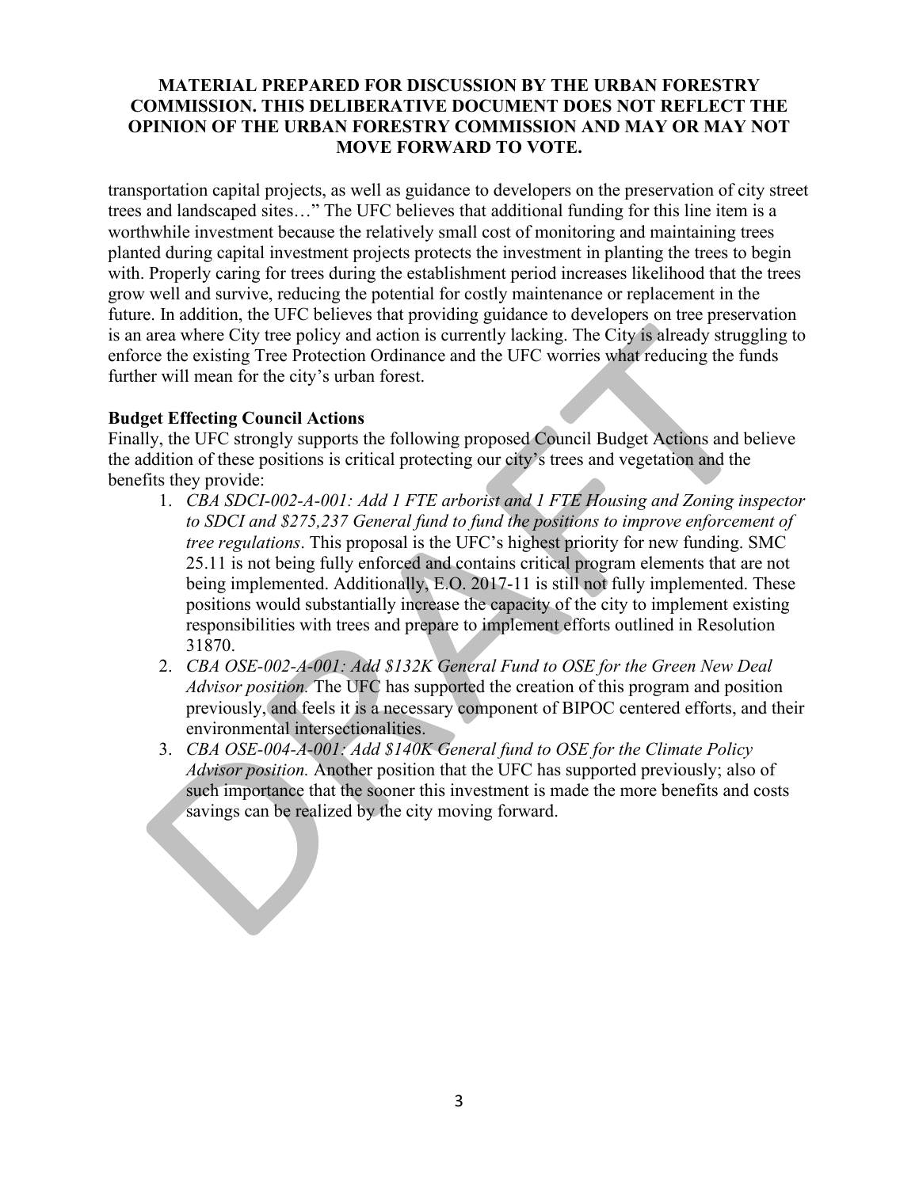**MATERIAL PREPARED FOR DISCUSSION BY THE URBAN FORESTRY COMMISSION. THIS DELIBERATIVE DOCUMENT DOES NOT REFLECT THE OPINION OF THE URBAN FORESTRY COMMISSION AND MAY OR MAY NOT MOVE FORWARD TO VOTE.**

transportation capital projects, as well as guidance to developers on the preservation of city street trees and landscaped sites…" The UFC believes that additional funding for this line item is a worthwhile investment because the relatively small cost of monitoring and maintaining trees planted during capital investment projects protects the investment in planting the trees to begin with. Properly caring for trees during the establishment period increases likelihood that the trees grow well and survive, reducing the potential for costly maintenance or replacement in the future. In addition, the UFC believes that providing guidance to developers on tree preservation is an area where City tree policy and action is currently lacking. The City is already struggling to enforce the existing Tree Protection Ordinance and the UFC worries what reducing the funds further will mean for the city's urban forest.

**Budget Effecting Council Actions**

Finally, the UFC strongly supports the following proposed Council Budget Actions and believe the addition of these positions is critical protecting our city's trees and vegetation and the benefits they provide:

1. *CBA SDCI-002-A-001: Add 1 FTE arborist and 1 FTE Housing and Zoning inspector to SDCI and $275,237 General fund to fund the positions to improve enforcement of tree regulations*. This proposal is the UFC's highest priority for new funding. SMC 25.11 is not being fully enforced and contains critical program elements that are not being implemented. Additionally, E.O. 2017-11 is still not fully implemented. These positions would substantially increase the capacity of the city to implement existing responsibilities with trees and prepare to implement efforts outlined in Resolution 31870.
2. *CBA OSE-002-A-001: Add $132K General Fund to OSE for the Green New Deal Advisor position.* The UFC has supported the creation of this program and position previously, and feels it is a necessary component of BIPOC centered efforts, and their environmental intersectionalities.
3. *CBA OSE-004-A-001: Add $140K General fund to OSE for the Climate Policy Advisor position.* Another position that the UFC has supported previously; also of such importance that the sooner this investment is made the more benefits and costs savings can be realized by the city moving forward.